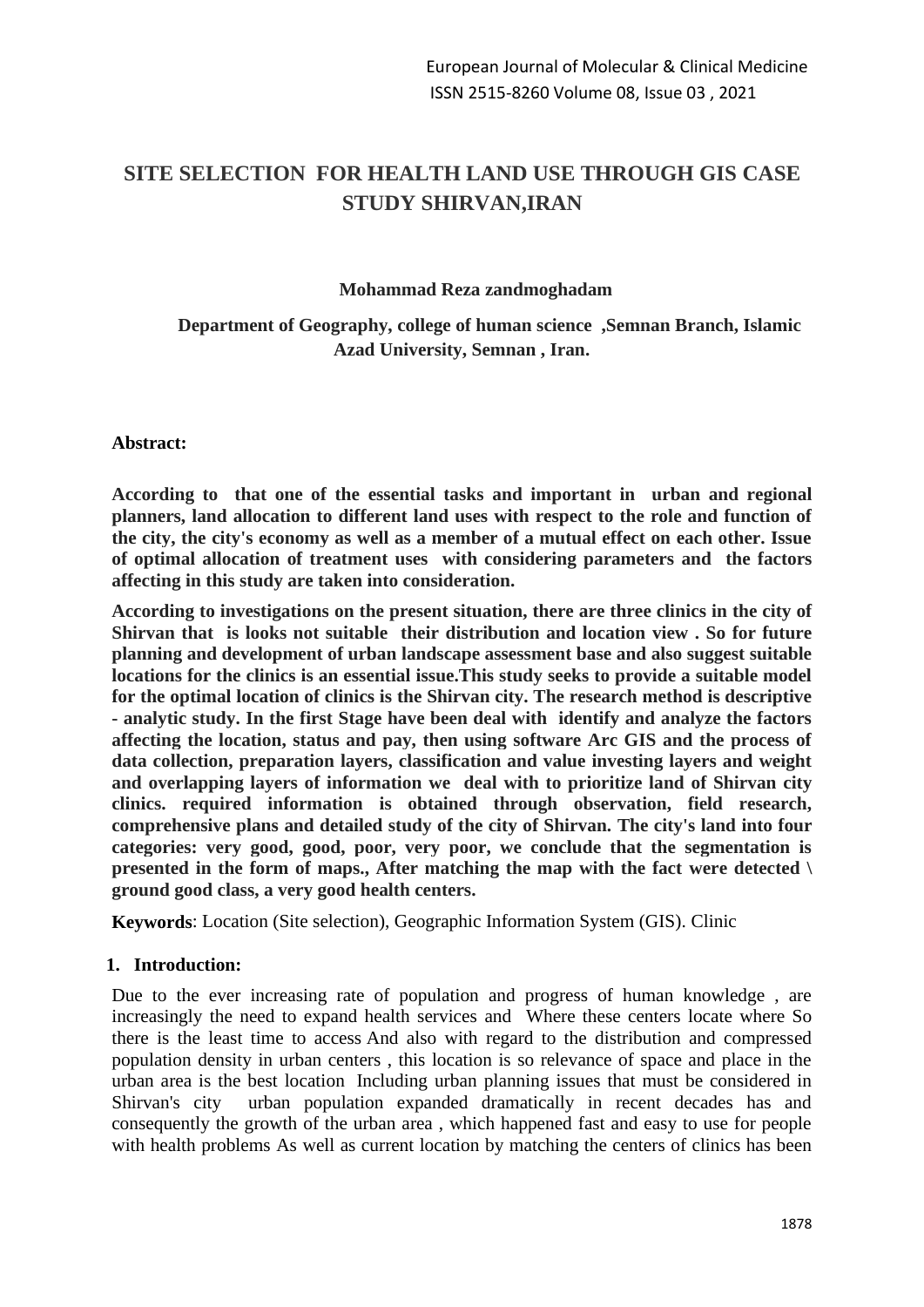# SITE SELECTION FOR HEALTH LAND USE THROUGH GIS CASE STUDY SHIRVAN,IRAN

**Mohammad Reza zandmoghadam**

**Department of Geography, college of human science ,Semnan Branch, Islamic Azad University, Semnan , Iran.**

**Abstract:**

**According to that one of the essential tasks and important in urban and regional planners, land allocation to different land uses with respect to the role and function of the city, the city's economy as well as a member of a mutual effect on each other. Issue of optimal allocation of treatment uses with considering parameters and the factors affecting in this study are taken into consideration.**

**According to investigations on the present situation, there are three clinics in the city of Shirvan that is looks not suitable their distribution and location view . So for future planning and development of urban landscape assessment base and also suggest suitable locations for the clinics is an essential issue.This study seeks to provide a suitable model for the optimal location of clinics is the Shirvan city. The research method is descriptive - analytic study. In the first Stage have been deal with identify and analyze the factors affecting the location, status and pay, then using software Arc GIS and the process of data collection, preparation layers, classification and value investing layers and weight and overlapping layers of information we deal with to prioritize land of Shirvan city clinics. required information is obtained through observation, field research, comprehensive plans and detailed study of the city of Shirvan. The city's land into four categories: very good, good, poor, very poor, we conclude that the segmentation is presented in the form of maps., After matching the map with the fact were detected \ ground good class, a very good health centers.**

**Keywords**: Location (Site selection), Geographic Information System (GIS). Clinic

## 1. Introduction:

Due to the ever increasing rate of population and progress of human knowledge , are increasingly the need to expand health services and Where these centers locate where So there is the least time to access And also with regard to the distribution and compressed population density in urban centers , this location is so relevance of space and place in the urban area is the best location Including urban planning issues that must be considered in Shirvan's city urban population expanded dramatically in recent decades has and consequently the growth of the urban area , which happened fast and easy to use for people with health problems As well as current location by matching the centers of clinics has been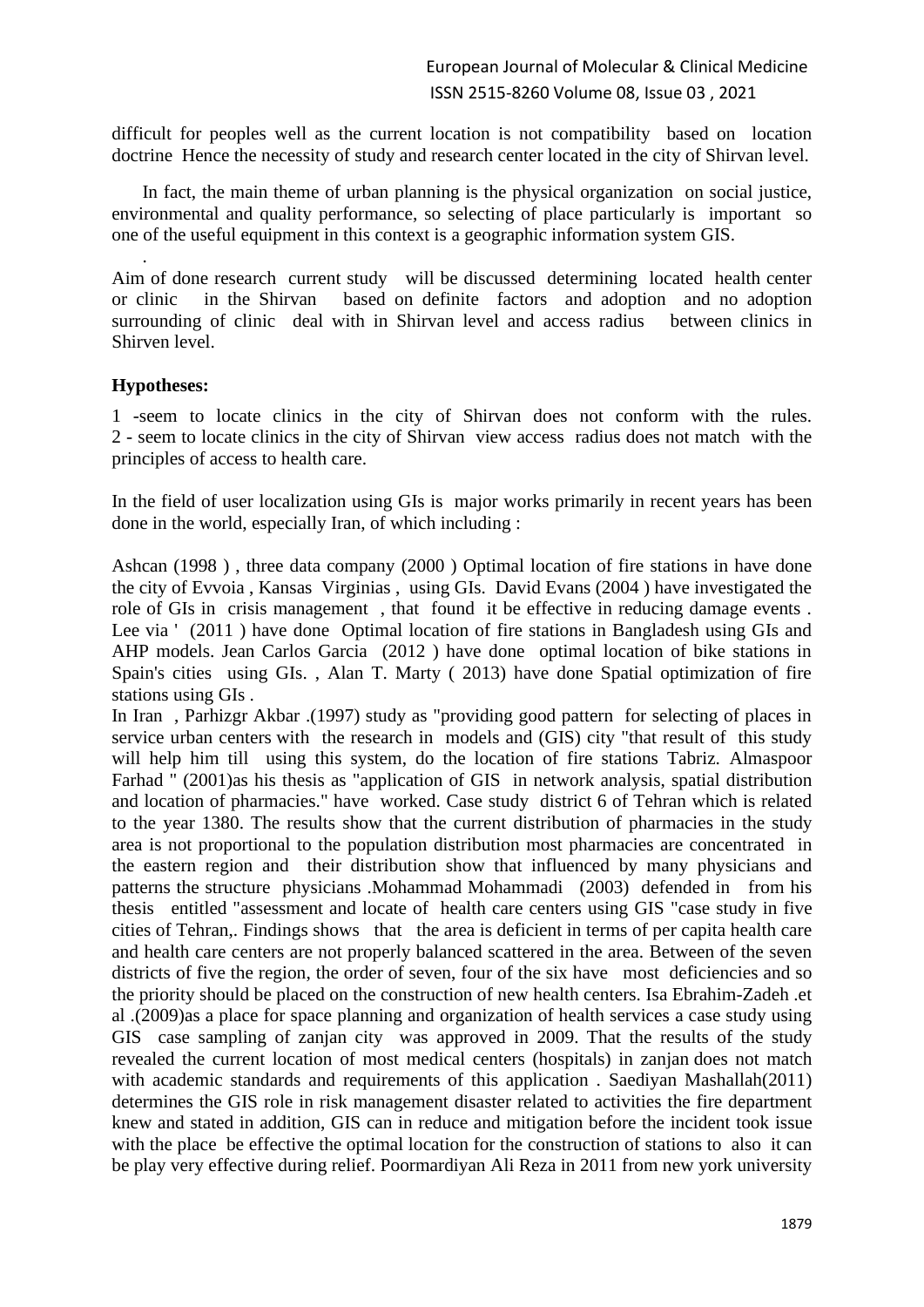difficult for peoples well as the current location is not compatibility based on location doctrine Hence the necessity of study and research center located in the city of Shirvan level.

In fact, the main theme of urban planning is the physical organization on social justice, environmental and quality performance, so selecting of place particularly is important so one of the useful equipment in this context is a geographic information system GIS.

.

Aim of done research current study will be discussed determining located health center or clinic in the Shirvan based on definite factors and adoption and no adoption surrounding of clinic deal with in Shirvan level and access radius between clinics in Shirven level.

**Hypotheses:**

1 -seem to locate clinics in the city of Shirvan does not conform with the rules.
2 - seem to locate clinics in the city of Shirvan view access radius does not match with the principles of access to health care.

In the field of user localization using GIs is major works primarily in recent years has been done in the world, especially Iran, of which including :

Ashcan (1998 ) , three data company (2000 ) Optimal location of fire stations in have done the city of Evvoia , Kansas Virginias , using GIs. David Evans (2004 ) have investigated the role of GIs in crisis management , that found it be effective in reducing damage events . Lee via ' (2011 ) have done Optimal location of fire stations in Bangladesh using GIs and AHP models. Jean Carlos Garcia (2012 ) have done optimal location of bike stations in Spain's cities using GIs. , Alan T. Marty ( 2013) have done Spatial optimization of fire stations using GIs .

In Iran , Parhizgr Akbar .(1997) study as "providing good pattern for selecting of places in service urban centers with the research in models and (GIS) city "that result of this study will help him till using this system, do the location of fire stations Tabriz. Almaspoor Farhad " (2001)as his thesis as "application of GIS in network analysis, spatial distribution and location of pharmacies." have worked. Case study district 6 of Tehran which is related to the year 1380. The results show that the current distribution of pharmacies in the study area is not proportional to the population distribution most pharmacies are concentrated in the eastern region and their distribution show that influenced by many physicians and patterns the structure physicians .Mohammad Mohammadi (2003) defended in from his thesis entitled "assessment and locate of health care centers using GIS "case study in five cities of Tehran,. Findings shows that the area is deficient in terms of per capita health care and health care centers are not properly balanced scattered in the area. Between of the seven districts of five the region, the order of seven, four of the six have most deficiencies and so the priority should be placed on the construction of new health centers. Isa Ebrahim-Zadeh .et al .(2009)as a place for space planning and organization of health services a case study using GIS case sampling of zanjan city was approved in 2009. That the results of the study revealed the current location of most medical centers (hospitals) in zanjan does not match with academic standards and requirements of this application . Saediyan Mashallah(2011) determines the GIS role in risk management disaster related to activities the fire department knew and stated in addition, GIS can in reduce and mitigation before the incident took issue with the place be effective the optimal location for the construction of stations to also it can be play very effective during relief. Poormardiyan Ali Reza in 2011 from new york university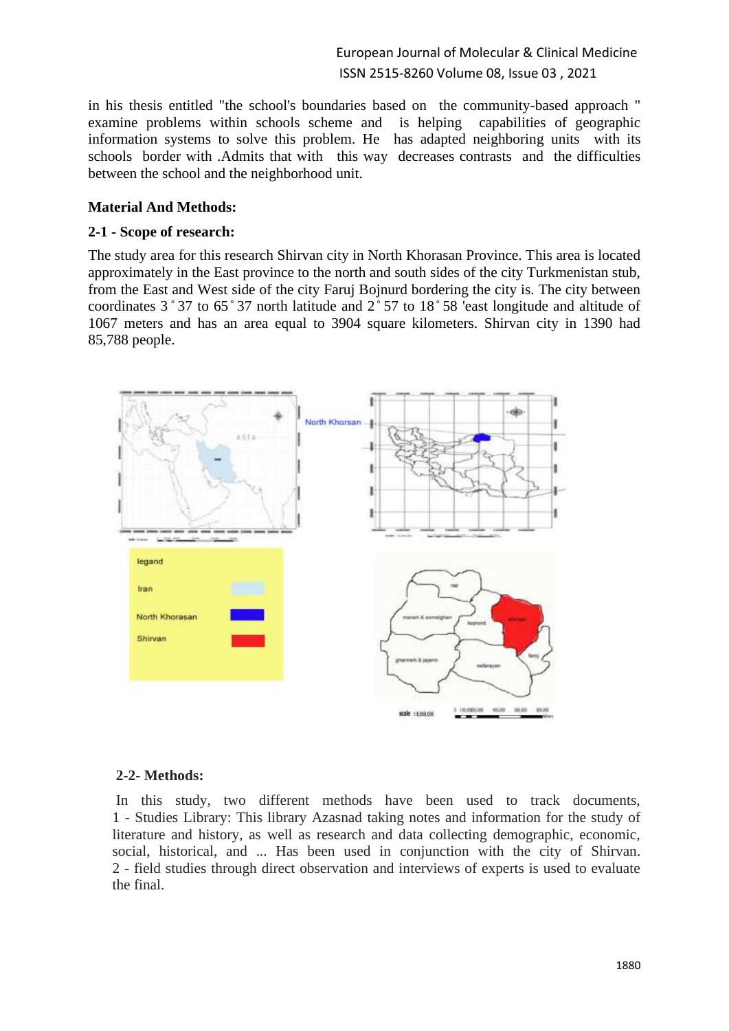in his thesis entitled "the school's boundaries based on the community-based approach " examine problems within schools scheme and is helping capabilities of geographic information systems to solve this problem. He has adapted neighboring units with its schools border with .Admits that with this way decreases contrasts and the difficulties between the school and the neighborhood unit.

## Material And Methods:

### 2-1 - Scope of research:

The study area for this research Shirvan city in North Khorasan Province. This area is located approximately in the East province to the north and south sides of the city Turkmenistan stub, from the East and West side of the city Faruj Bojnurd bordering the city is. The city between coordinates 3 ˚ 37 to 65 ˚ 37 north latitude and 2 ˚ 57 to 18 ˚ 58 'east longitude and altitude of 1067 meters and has an area equal to 3904 square kilometers. Shirvan city in 1390 had 85,788 people.

### 2-2- Methods:

In this study, two different methods have been used to track documents, 1 - Studies Library: This library Azasnad taking notes and information for the study of literature and history, as well as research and data collecting demographic, economic, social, historical, and ... Has been used in conjunction with the city of Shirvan. 2 - field studies through direct observation and interviews of experts is used to evaluate the final.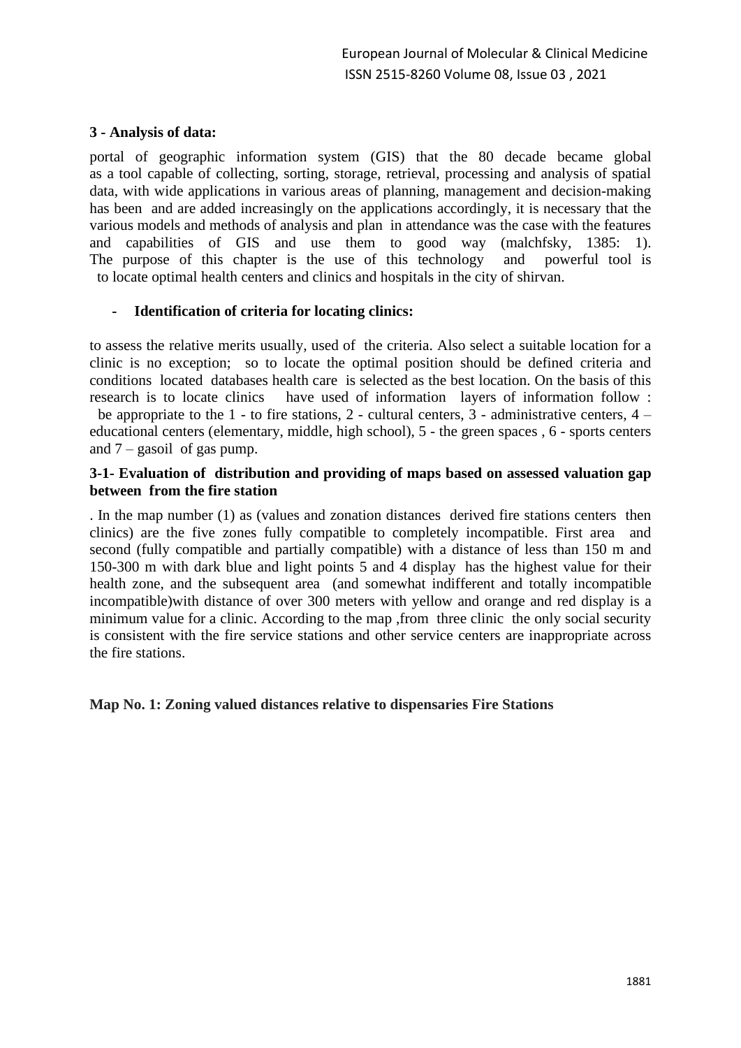### 3 - Analysis of data:

portal of geographic information system (GIS) that the 80 decade became global as a tool capable of collecting, sorting, storage, retrieval, processing and analysis of spatial data, with wide applications in various areas of planning, management and decision-making has been and are added increasingly on the applications accordingly, it is necessary that the various models and methods of analysis and plan in attendance was the case with the features and capabilities of GIS and use them to good way (malchfsky, 1385: 1). The purpose of this chapter is the use of this technology and powerful tool is to locate optimal health centers and clinics and hospitals in the city of shirvan.

- **Identification of criteria for locating clinics:**

to assess the relative merits usually, used of the criteria. Also select a suitable location for a clinic is no exception; so to locate the optimal position should be defined criteria and conditions located databases health care is selected as the best location. On the basis of this research is to locate clinics have used of information layers of information follow : be appropriate to the 1 - to fire stations, 2 - cultural centers, 3 - administrative centers, 4 – educational centers (elementary, middle, high school), 5 - the green spaces , 6 - sports centers and 7 – gasoil of gas pump.

### 3-1- Evaluation of distribution and providing of maps based on assessed valuation gap between from the fire station

. In the map number (1) as (values and zonation distances derived fire stations centers then clinics) are the five zones fully compatible to completely incompatible. First area and second (fully compatible and partially compatible) with a distance of less than 150 m and 150-300 m with dark blue and light points 5 and 4 display has the highest value for their health zone, and the subsequent area (and somewhat indifferent and totally incompatible incompatible)with distance of over 300 meters with yellow and orange and red display is a minimum value for a clinic. According to the map ,from three clinic the only social security is consistent with the fire service stations and other service centers are inappropriate across the fire stations.

**Map No. 1: Zoning valued distances relative to dispensaries Fire Stations**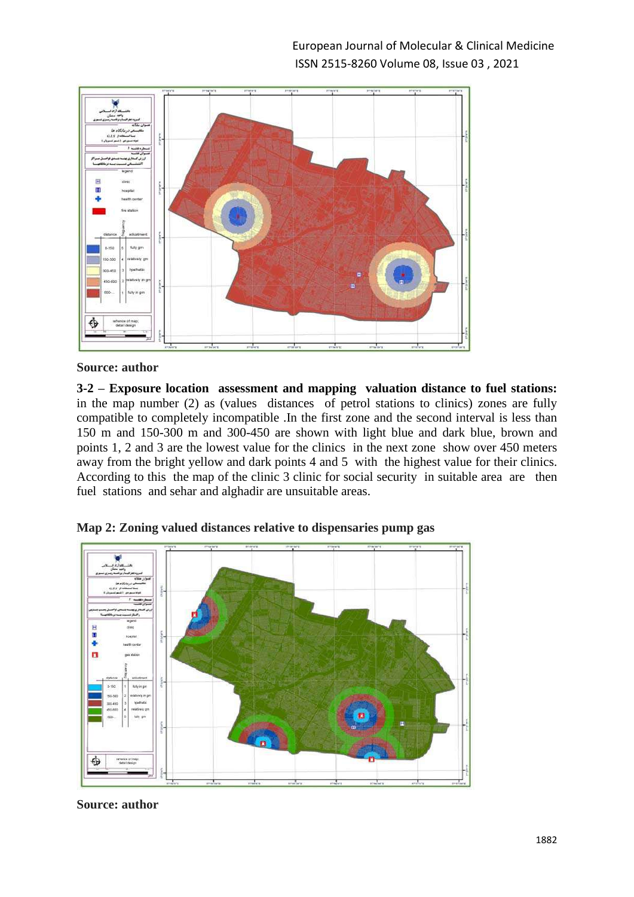**Source: author**

**3-2 – Exposure location assessment and mapping valuation distance to fuel stations:** in the map number (2) as (values distances of petrol stations to clinics) zones are fully compatible to completely incompatible .In the first zone and the second interval is less than 150 m and 150-300 m and 300-450 are shown with light blue and dark blue, brown and points 1, 2 and 3 are the lowest value for the clinics in the next zone show over 450 meters away from the bright yellow and dark points 4 and 5 with the highest value for their clinics. According to this the map of the clinic 3 clinic for social security in suitable area are then fuel stations and sehar and alghadir are unsuitable areas.

**Map 2: Zoning valued distances relative to dispensaries pump gas**

**Source: author**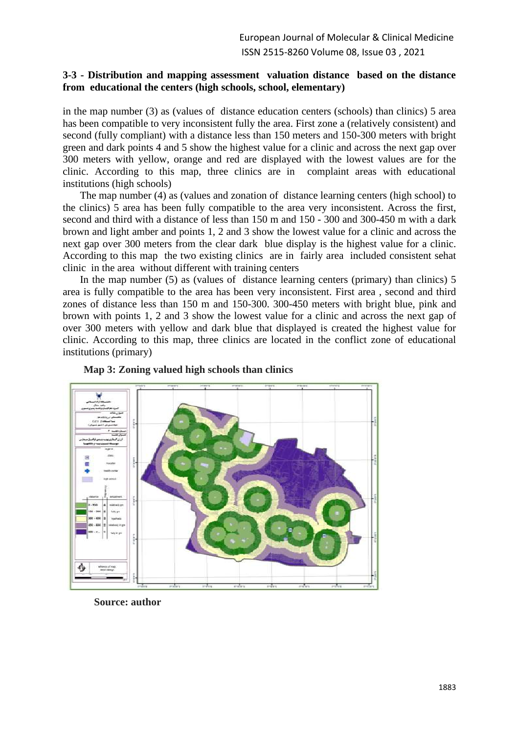### 3-3 - Distribution and mapping assessment valuation distance based on the distance from educational the centers (high schools, school, elementary)

in the map number (3) as (values of distance education centers (schools) than clinics) 5 area has been compatible to very inconsistent fully the area. First zone a (relatively consistent) and second (fully compliant) with a distance less than 150 meters and 150-300 meters with bright green and dark points 4 and 5 show the highest value for a clinic and across the next gap over 300 meters with yellow, orange and red are displayed with the lowest values are for the clinic. According to this map, three clinics are in complaint areas with educational institutions (high schools)

The map number (4) as (values and zonation of distance learning centers (high school) to the clinics) 5 area has been fully compatible to the area very inconsistent. Across the first, second and third with a distance of less than 150 m and 150 - 300 and 300-450 m with a dark brown and light amber and points 1, 2 and 3 show the lowest value for a clinic and across the next gap over 300 meters from the clear dark blue display is the highest value for a clinic. According to this map the two existing clinics are in fairly area included consistent sehat clinic in the area without different with training centers

In the map number (5) as (values of distance learning centers (primary) than clinics) 5 area is fully compatible to the area has been very inconsistent. First area , second and third zones of distance less than 150 m and 150-300. 300-450 meters with bright blue, pink and brown with points 1, 2 and 3 show the lowest value for a clinic and across the next gap of over 300 meters with yellow and dark blue that displayed is created the highest value for clinic. According to this map, three clinics are located in the conflict zone of educational institutions (primary)

**Map 3: Zoning valued high schools than clinics**

**Source: author**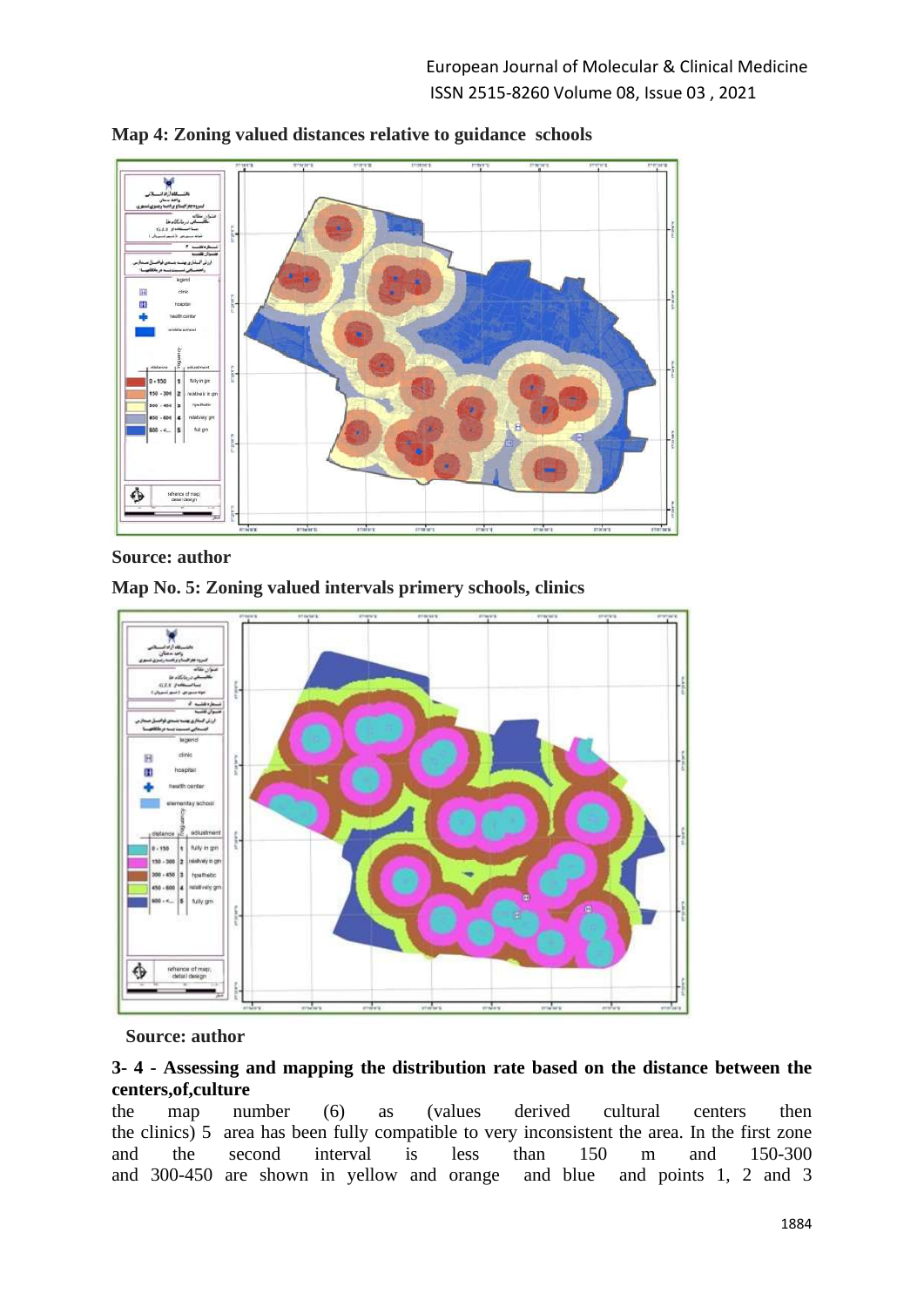**Map 4: Zoning valued distances relative to guidance schools**

**Source: author**

**Map No. 5: Zoning valued intervals primery schools, clinics**

**Source: author**

**3- 4 - Assessing and mapping the distribution rate based on the distance between the centers,of,culture**

the map number (6) as (values derived cultural centers then the clinics) 5 area has been fully compatible to very inconsistent the area. In the first zone and the second interval is less than 150 m and 150-300 and 300-450 are shown in yellow and orange and blue and points 1, 2 and 3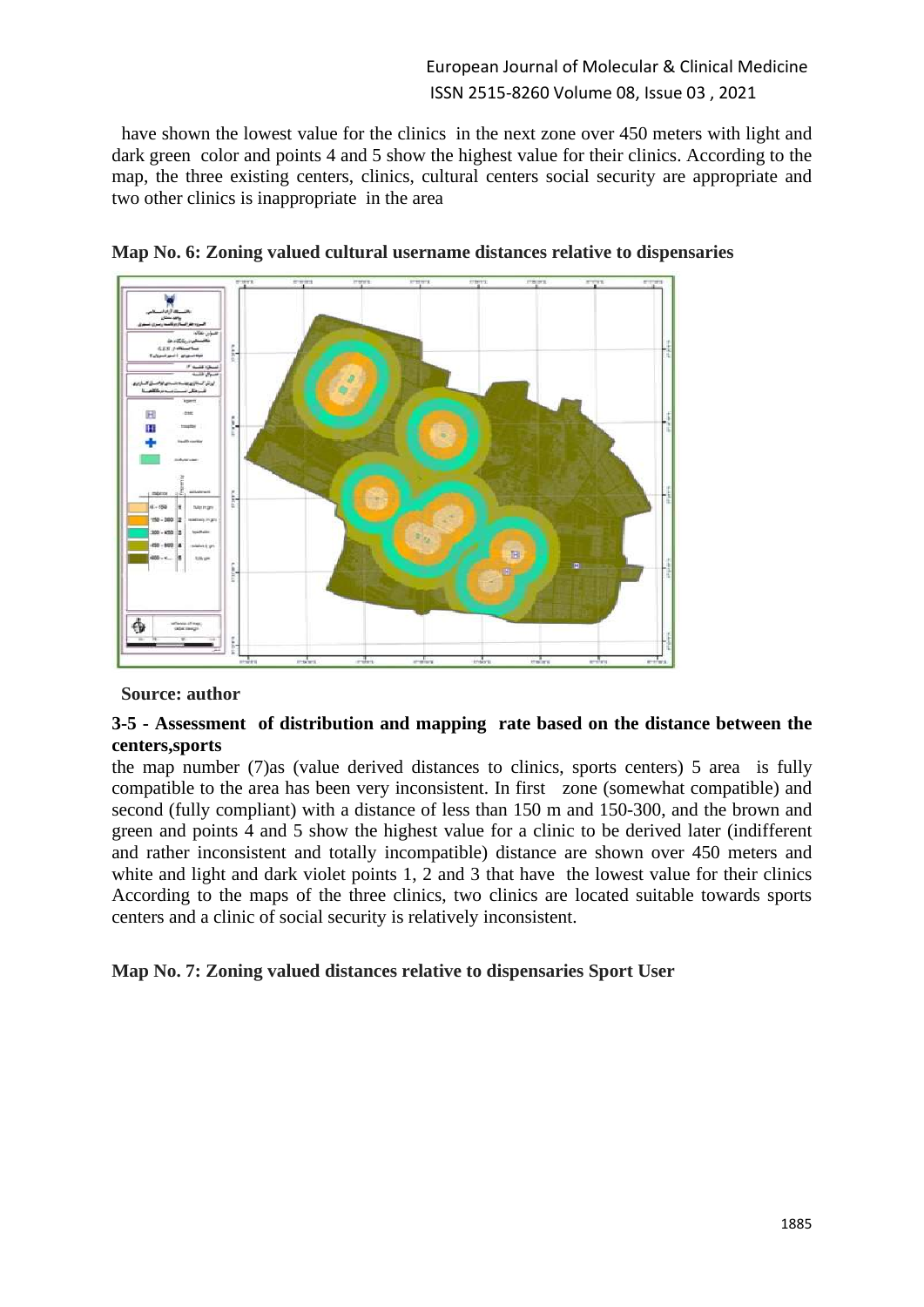have shown the lowest value for the clinics in the next zone over 450 meters with light and dark green color and points 4 and 5 show the highest value for their clinics. According to the map, the three existing centers, clinics, cultural centers social security are appropriate and two other clinics is inappropriate in the area

**Map No. 6: Zoning valued cultural username distances relative to dispensaries**

**Source: author**

### 3-5 - Assessment of distribution and mapping rate based on the distance between the centers,sports

the map number (7)as (value derived distances to clinics, sports centers) 5 area is fully compatible to the area has been very inconsistent. In first zone (somewhat compatible) and second (fully compliant) with a distance of less than 150 m and 150-300, and the brown and green and points 4 and 5 show the highest value for a clinic to be derived later (indifferent and rather inconsistent and totally incompatible) distance are shown over 450 meters and white and light and dark violet points 1, 2 and 3 that have the lowest value for their clinics According to the maps of the three clinics, two clinics are located suitable towards sports centers and a clinic of social security is relatively inconsistent.

**Map No. 7: Zoning valued distances relative to dispensaries Sport User**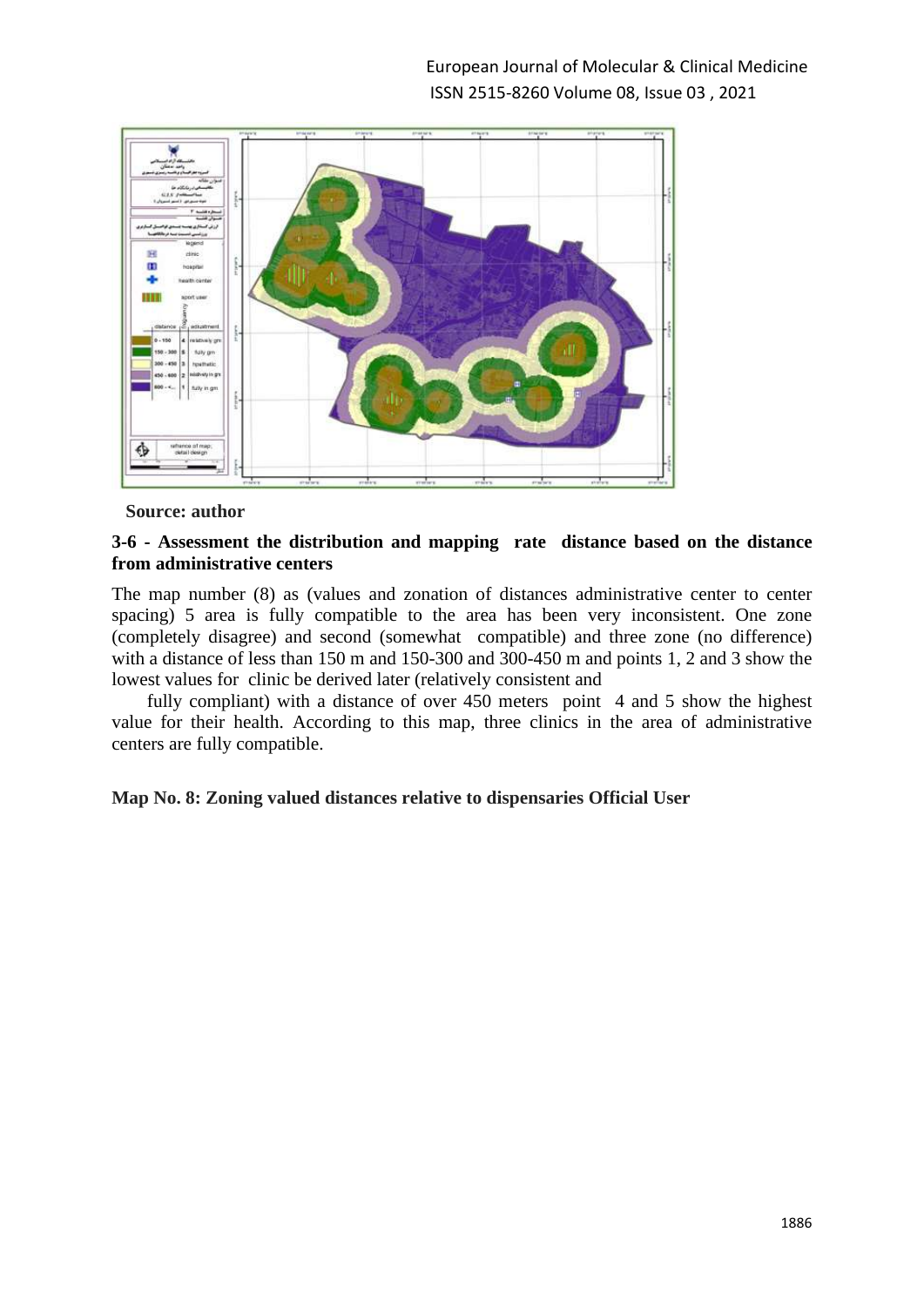**Source: author**

**3-6 - Assessment the distribution and mapping rate distance based on the distance from administrative centers**

The map number (8) as (values and zonation of distances administrative center to center spacing) 5 area is fully compatible to the area has been very inconsistent. One zone (completely disagree) and second (somewhat compatible) and three zone (no difference) with a distance of less than 150 m and 150-300 and 300-450 m and points 1, 2 and 3 show the lowest values for clinic be derived later (relatively consistent and

fully compliant) with a distance of over 450 meters point 4 and 5 show the highest value for their health. According to this map, three clinics in the area of administrative centers are fully compatible.

**Map No. 8: Zoning valued distances relative to dispensaries Official User**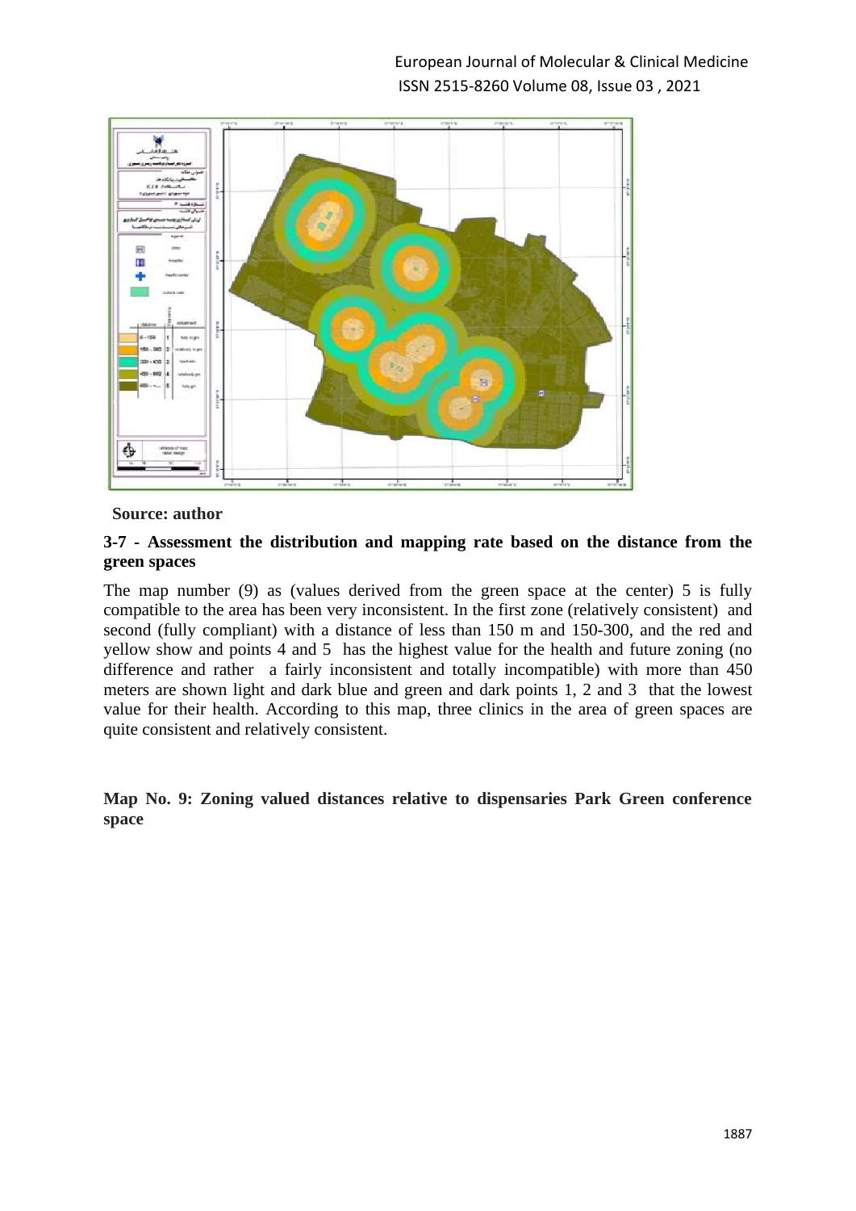**Source: author**

### 3-7 - Assessment the distribution and mapping rate based on the distance from the green spaces

The map number (9) as (values derived from the green space at the center) 5 is fully compatible to the area has been very inconsistent. In the first zone (relatively consistent) and second (fully compliant) with a distance of less than 150 m and 150-300, and the red and yellow show and points 4 and 5 has the highest value for the health and future zoning (no difference and rather a fairly inconsistent and totally incompatible) with more than 450 meters are shown light and dark blue and green and dark points 1, 2 and 3 that the lowest value for their health. According to this map, three clinics in the area of green spaces are quite consistent and relatively consistent.

**Map No. 9: Zoning valued distances relative to dispensaries Park Green conference space**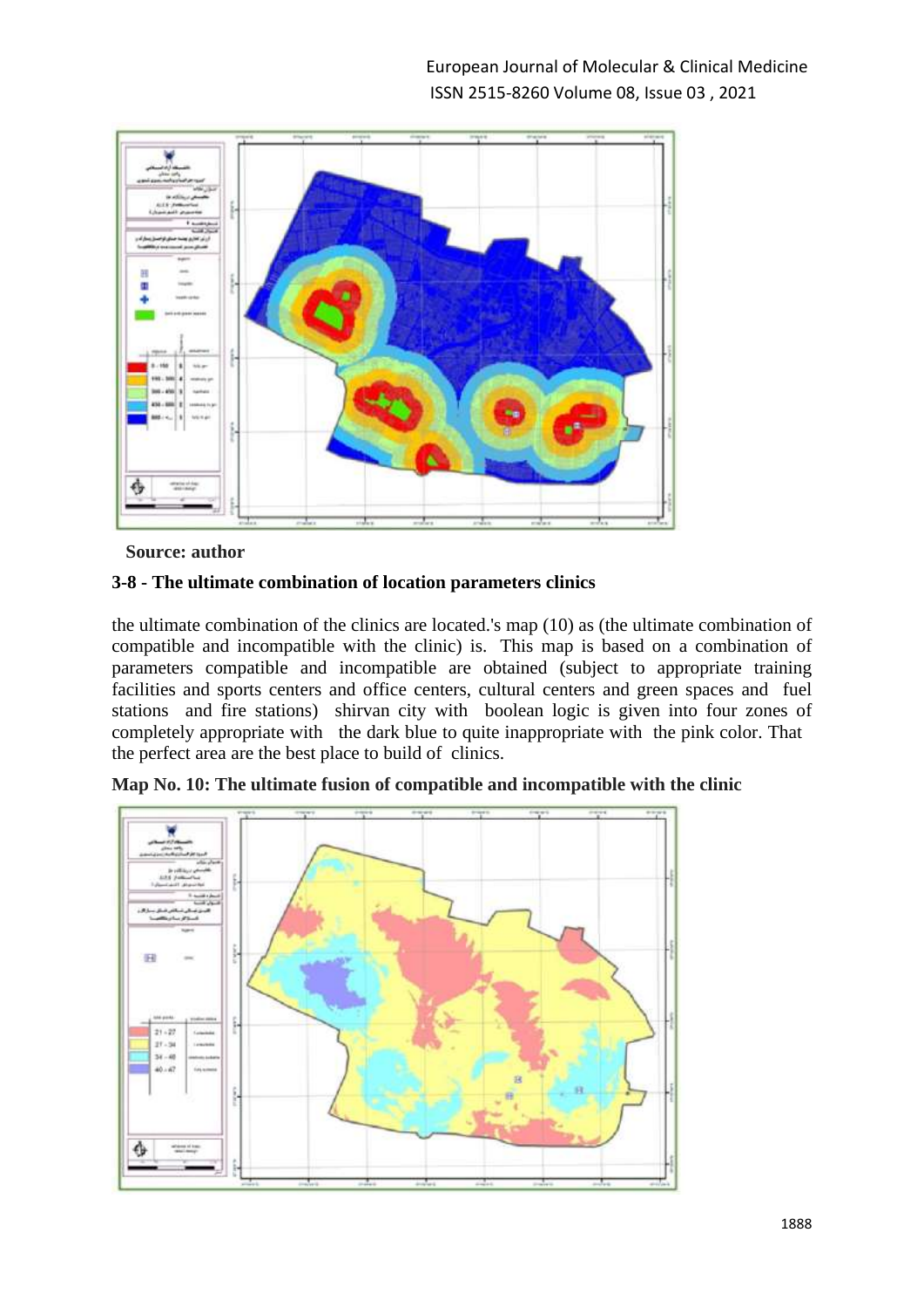**Source: author**

### 3-8 - The ultimate combination of location parameters clinics

the ultimate combination of the clinics are located.'s map (10) as (the ultimate combination of compatible and incompatible with the clinic) is. This map is based on a combination of parameters compatible and incompatible are obtained (subject to appropriate training facilities and sports centers and office centers, cultural centers and green spaces and fuel stations and fire stations) shirvan city with boolean logic is given into four zones of completely appropriate with the dark blue to quite inappropriate with the pink color. That the perfect area are the best place to build of clinics.

**Map No. 10: The ultimate fusion of compatible and incompatible with the clinic**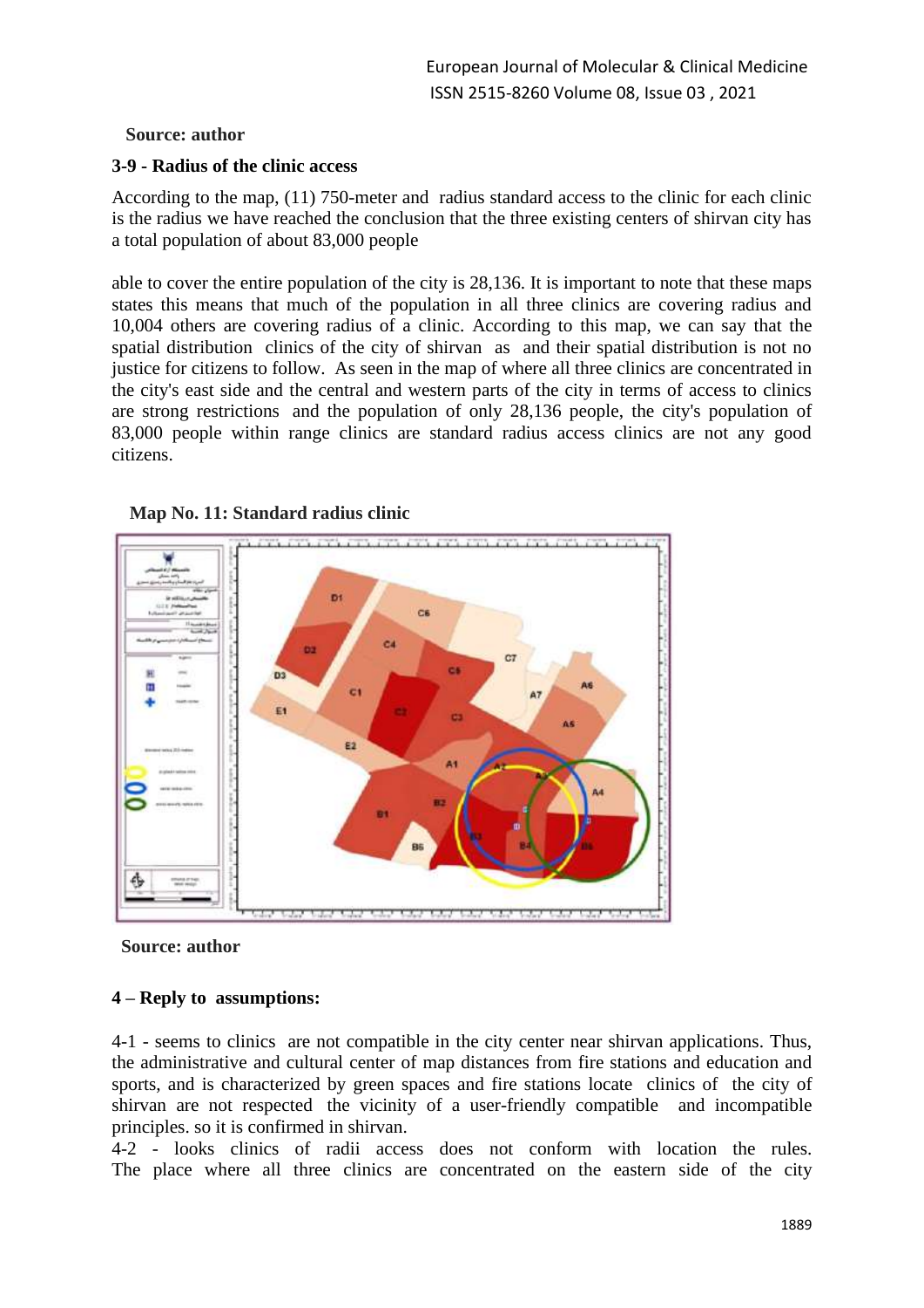**Source: author**

**3-9 - Radius of the clinic access**

According to the map, (11) 750-meter and radius standard access to the clinic for each clinic is the radius we have reached the conclusion that the three existing centers of shirvan city has a total population of about 83,000 people

able to cover the entire population of the city is 28,136. It is important to note that these maps states this means that much of the population in all three clinics are covering radius and 10,004 others are covering radius of a clinic. According to this map, we can say that the spatial distribution clinics of the city of shirvan as and their spatial distribution is not no justice for citizens to follow. As seen in the map of where all three clinics are concentrated in the city's east side and the central and western parts of the city in terms of access to clinics are strong restrictions and the population of only 28,136 people, the city's population of 83,000 people within range clinics are standard radius access clinics are not any good citizens.

**Map No. 11: Standard radius clinic**

**Source: author**

**4 – Reply to assumptions:**

4-1 - seems to clinics are not compatible in the city center near shirvan applications. Thus, the administrative and cultural center of map distances from fire stations and education and sports, and is characterized by green spaces and fire stations locate clinics of the city of shirvan are not respected the vicinity of a user-friendly compatible and incompatible principles. so it is confirmed in shirvan.

4-2 - looks clinics of radii access does not conform with location the rules. The place where all three clinics are concentrated on the eastern side of the city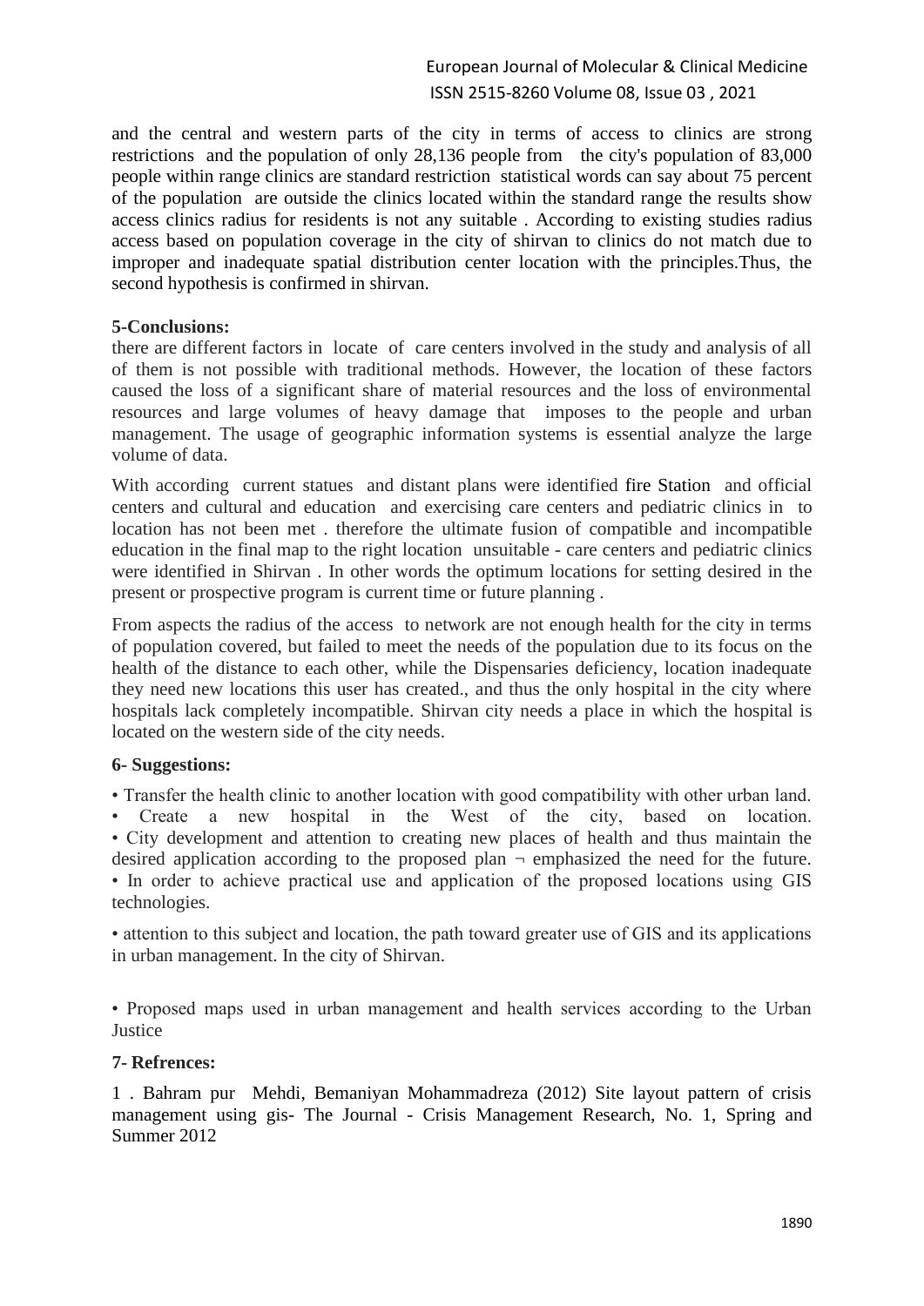and the central and western parts of the city in terms of access to clinics are strong restrictions and the population of only 28,136 people from the city's population of 83,000 people within range clinics are standard restriction statistical words can say about 75 percent of the population are outside the clinics located within the standard range the results show access clinics radius for residents is not any suitable . According to existing studies radius access based on population coverage in the city of shirvan to clinics do not match due to improper and inadequate spatial distribution center location with the principles.Thus, the second hypothesis is confirmed in shirvan.

## 5-Conclusions:

there are different factors in locate of care centers involved in the study and analysis of all of them is not possible with traditional methods. However, the location of these factors caused the loss of a significant share of material resources and the loss of environmental resources and large volumes of heavy damage that imposes to the people and urban management. The usage of geographic information systems is essential analyze the large volume of data.

With according current statues and distant plans were identified fire Station and official centers and cultural and education and exercising care centers and pediatric clinics in to location has not been met . therefore the ultimate fusion of compatible and incompatible education in the final map to the right location unsuitable - care centers and pediatric clinics were identified in Shirvan . In other words the optimum locations for setting desired in the present or prospective program is current time or future planning .

From aspects the radius of the access to network are not enough health for the city in terms of population covered, but failed to meet the needs of the population due to its focus on the health of the distance to each other, while the Dispensaries deficiency, location inadequate they need new locations this user has created., and thus the only hospital in the city where hospitals lack completely incompatible. Shirvan city needs a place in which the hospital is located on the western side of the city needs.

## 6- Suggestions:

- Transfer the health clinic to another location with good compatibility with other urban land.
- Create a new hospital in the West of the city, based on location.
- City development and attention to creating new places of health and thus maintain the desired application according to the proposed plan ¬ emphasized the need for the future.
- In order to achieve practical use and application of the proposed locations using GIS technologies.
- attention to this subject and location, the path toward greater use of GIS and its applications in urban management. In the city of Shirvan.
- Proposed maps used in urban management and health services according to the Urban Justice

## 7- Refrences:

1 . Bahram pur Mehdi, Bemaniyan Mohammadreza (2012) Site layout pattern of crisis management using gis- The Journal - Crisis Management Research, No. 1, Spring and Summer 2012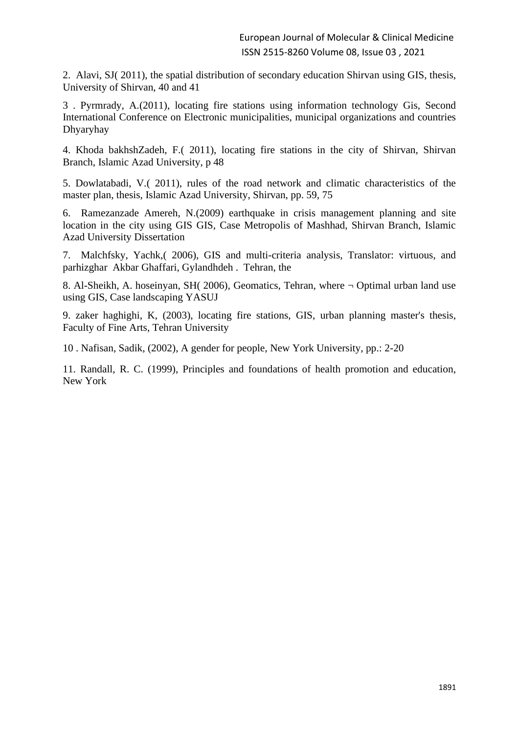2. Alavi, SJ( 2011), the spatial distribution of secondary education Shirvan using GIS, thesis, University of Shirvan, 40 and 41

3 . Pyrmrady, A.(2011), locating fire stations using information technology Gis, Second International Conference on Electronic municipalities, municipal organizations and countries Dhyaryhay

4. Khoda bakhshZadeh, F.( 2011), locating fire stations in the city of Shirvan, Shirvan Branch, Islamic Azad University, p 48

5. Dowlatabadi, V.( 2011), rules of the road network and climatic characteristics of the master plan, thesis, Islamic Azad University, Shirvan, pp. 59, 75

6. Ramezanzade Amereh, N.(2009) earthquake in crisis management planning and site location in the city using GIS GIS, Case Metropolis of Mashhad, Shirvan Branch, Islamic Azad University Dissertation

7. Malchfsky, Yachk,( 2006), GIS and multi-criteria analysis, Translator: virtuous, and parhizghar Akbar Ghaffari, Gylandhdeh . Tehran, the

8. Al-Sheikh, A. hoseinyan, SH( 2006), Geomatics, Tehran, where ¬ Optimal urban land use using GIS, Case landscaping YASUJ

9. zaker haghighi, K, (2003), locating fire stations, GIS, urban planning master's thesis, Faculty of Fine Arts, Tehran University

10 . Nafisan, Sadik, (2002), A gender for people, New York University, pp.: 2-20

11. Randall, R. C. (1999), Principles and foundations of health promotion and education, New York